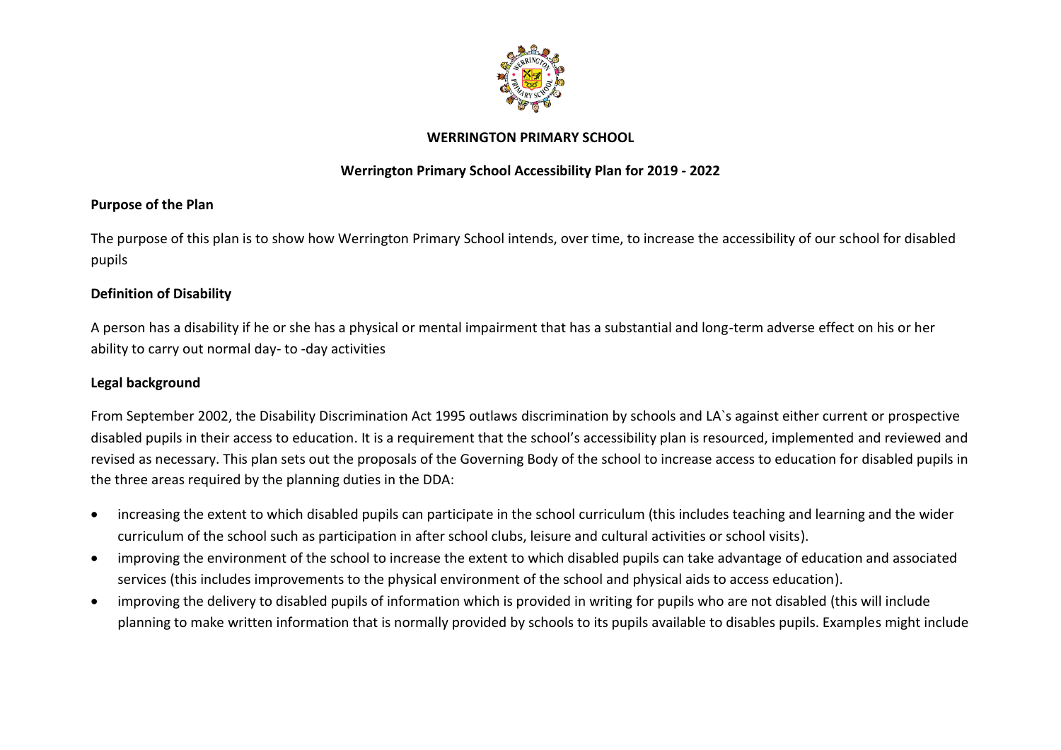# WERRINGTON PRIMARY SCHOOL

## Werrington Primary School Accessibility Plan for 2019 - 2022

**Purpose of the Plan**

The purpose of this plan is to show how Werrington Primary School intends, over time, to increase the accessibility of our school for disabled pupils

**Definition of Disability**

A person has a disability if he or she has a physical or mental impairment that has a substantial and long-term adverse effect on his or her ability to carry out normal day- to -day activities

**Legal background**

From September 2002, the Disability Discrimination Act 1995 outlaws discrimination by schools and LA`s against either current or prospective disabled pupils in their access to education. It is a requirement that the school's accessibility plan is resourced, implemented and reviewed and revised as necessary. This plan sets out the proposals of the Governing Body of the school to increase access to education for disabled pupils in the three areas required by the planning duties in the DDA:

- increasing the extent to which disabled pupils can participate in the school curriculum (this includes teaching and learning and the wider curriculum of the school such as participation in after school clubs, leisure and cultural activities or school visits).
- improving the environment of the school to increase the extent to which disabled pupils can take advantage of education and associated services (this includes improvements to the physical environment of the school and physical aids to access education).
- improving the delivery to disabled pupils of information which is provided in writing for pupils who are not disabled (this will include planning to make written information that is normally provided by schools to its pupils available to disables pupils. Examples might include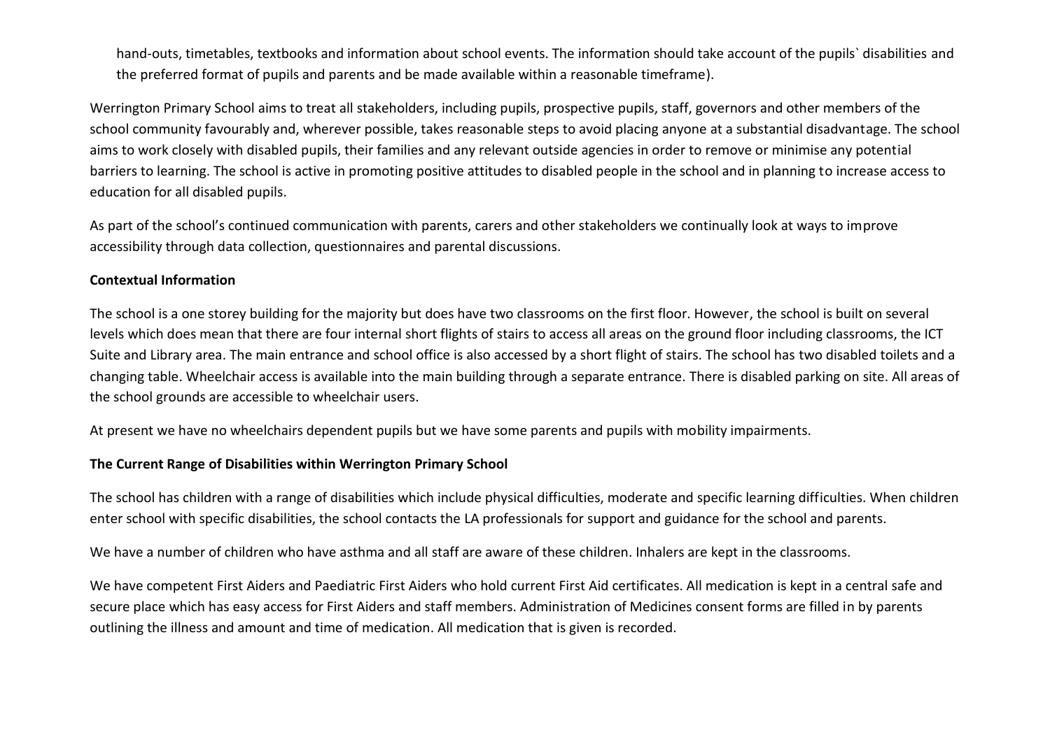hand-outs, timetables, textbooks and information about school events. The information should take account of the pupils` disabilities and the preferred format of pupils and parents and be made available within a reasonable timeframe).

Werrington Primary School aims to treat all stakeholders, including pupils, prospective pupils, staff, governors and other members of the school community favourably and, wherever possible, takes reasonable steps to avoid placing anyone at a substantial disadvantage. The school aims to work closely with disabled pupils, their families and any relevant outside agencies in order to remove or minimise any potential barriers to learning. The school is active in promoting positive attitudes to disabled people in the school and in planning to increase access to education for all disabled pupils.

As part of the school's continued communication with parents, carers and other stakeholders we continually look at ways to improve accessibility through data collection, questionnaires and parental discussions.

**Contextual Information**

The school is a one storey building for the majority but does have two classrooms on the first floor. However, the school is built on several levels which does mean that there are four internal short flights of stairs to access all areas on the ground floor including classrooms, the ICT Suite and Library area. The main entrance and school office is also accessed by a short flight of stairs. The school has two disabled toilets and a changing table. Wheelchair access is available into the main building through a separate entrance. There is disabled parking on site. All areas of the school grounds are accessible to wheelchair users.

At present we have no wheelchairs dependent pupils but we have some parents and pupils with mobility impairments.

**The Current Range of Disabilities within Werrington Primary School**

The school has children with a range of disabilities which include physical difficulties, moderate and specific learning difficulties. When children enter school with specific disabilities, the school contacts the LA professionals for support and guidance for the school and parents.

We have a number of children who have asthma and all staff are aware of these children. Inhalers are kept in the classrooms.

We have competent First Aiders and Paediatric First Aiders who hold current First Aid certificates. All medication is kept in a central safe and secure place which has easy access for First Aiders and staff members. Administration of Medicines consent forms are filled in by parents outlining the illness and amount and time of medication. All medication that is given is recorded.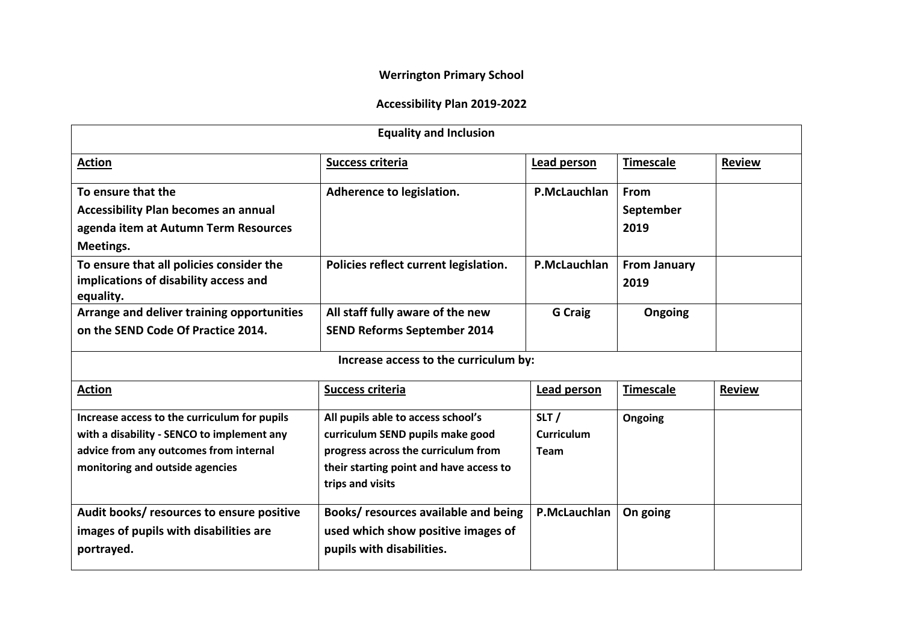**Werrington Primary School**

**Accessibility Plan 2019-2022**

| **Equality and Inclusion** | | | | |
|---|---|---|---|---|
| **Action** | **Success criteria** | **Lead person** | **Timescale** | **Review** |
| **To ensure that the Accessibility Plan becomes an annual agenda item at Autumn Term Resources Meetings.** | **Adherence to legislation.** | **P.McLauchlan** | **From September 2019** | |
| **To ensure that all policies consider the implications of disability access and equality.** | **Policies reflect current legislation.** | **P.McLauchlan** | **From January 2019** | |
| **Arrange and deliver training opportunities on the SEND Code Of Practice 2014.** | **All staff fully aware of the new SEND Reforms September 2014** | **G Craig** | **Ongoing** | |

| **Increase access to the curriculum by:** | | | | |
|---|---|---|---|---|
| **Action** | **Success criteria** | **Lead person** | **Timescale** | **Review** |
| **Increase access to the curriculum for pupils with a disability - SENCO to implement any advice from any outcomes from internal monitoring and outside agencies** | **All pupils able to access school's curriculum SEND pupils make good progress across the curriculum from their starting point and have access to trips and visits** | **SLT / Curriculum Team** | **Ongoing** | |
| **Audit books/ resources to ensure positive images of pupils with disabilities are portrayed.** | **Books/ resources available and being used which show positive images of pupils with disabilities.** | **P.McLauchlan** | **On going** | |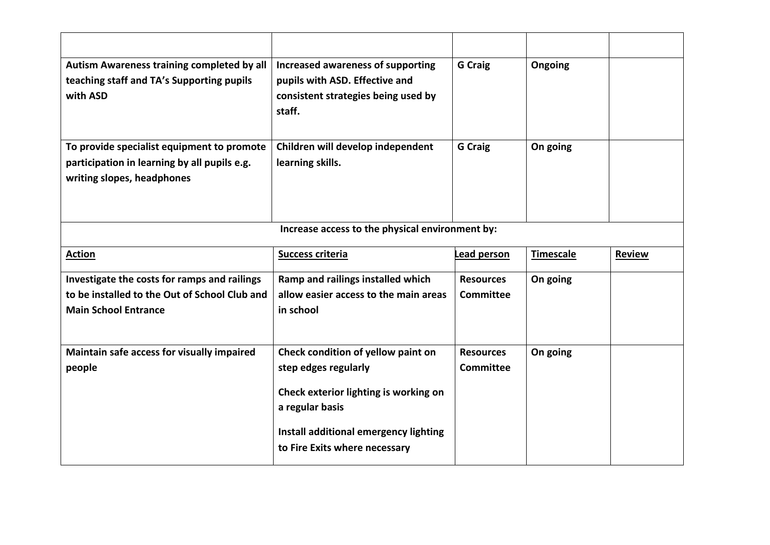| | | | | |
|---|---|---|---|---|
| **Autism Awareness training completed by all teaching staff and TA's Supporting pupils with ASD** | **Increased awareness of supporting pupils with ASD. Effective and consistent strategies being used by staff.** | **G Craig** | **Ongoing** | |
| **To provide specialist equipment to promote participation in learning by all pupils e.g. writing slopes, headphones** | **Children will develop independent learning skills.** | **G Craig** | **On going** | |

**Increase access to the physical environment by:**

| **Action** | **Success criteria** | **Lead person** | **Timescale** | **Review** |
|---|---|---|---|---|
| **Investigate the costs for ramps and railings to be installed to the Out of School Club and Main School Entrance** | **Ramp and railings installed which allow easier access to the main areas in school** | **Resources Committee** | **On going** | |
| **Maintain safe access for visually impaired people** | **Check condition of yellow paint on step edges regularly**<br><br>**Check exterior lighting is working on a regular basis**<br><br>**Install additional emergency lighting to Fire Exits where necessary** | **Resources Committee** | **On going** | |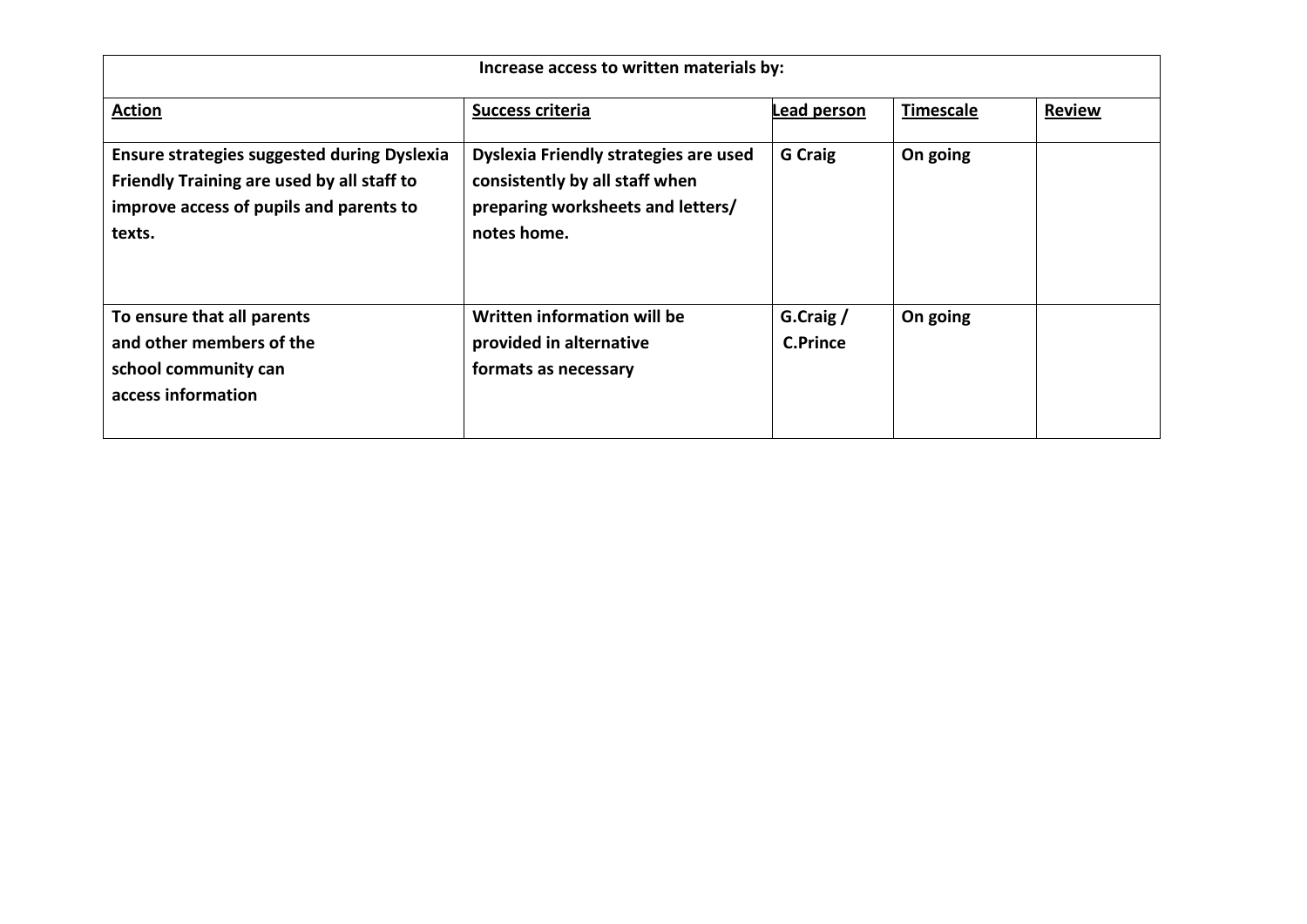| Increase access to written materials by: | | | | |
|---|---|---|---|---|
| **Action** | **Success criteria** | **Lead person** | **Timescale** | **Review** |
| **Ensure strategies suggested during Dyslexia Friendly Training are used by all staff to improve access of pupils and parents to texts.** | **Dyslexia Friendly strategies are used consistently by all staff when preparing worksheets and letters/ notes home.** | **G Craig** | **On going** | |
| **To ensure that all parents and other members of the school community can access information** | **Written information will be provided in alternative formats as necessary** | **G.Craig / C.Prince** | **On going** | |